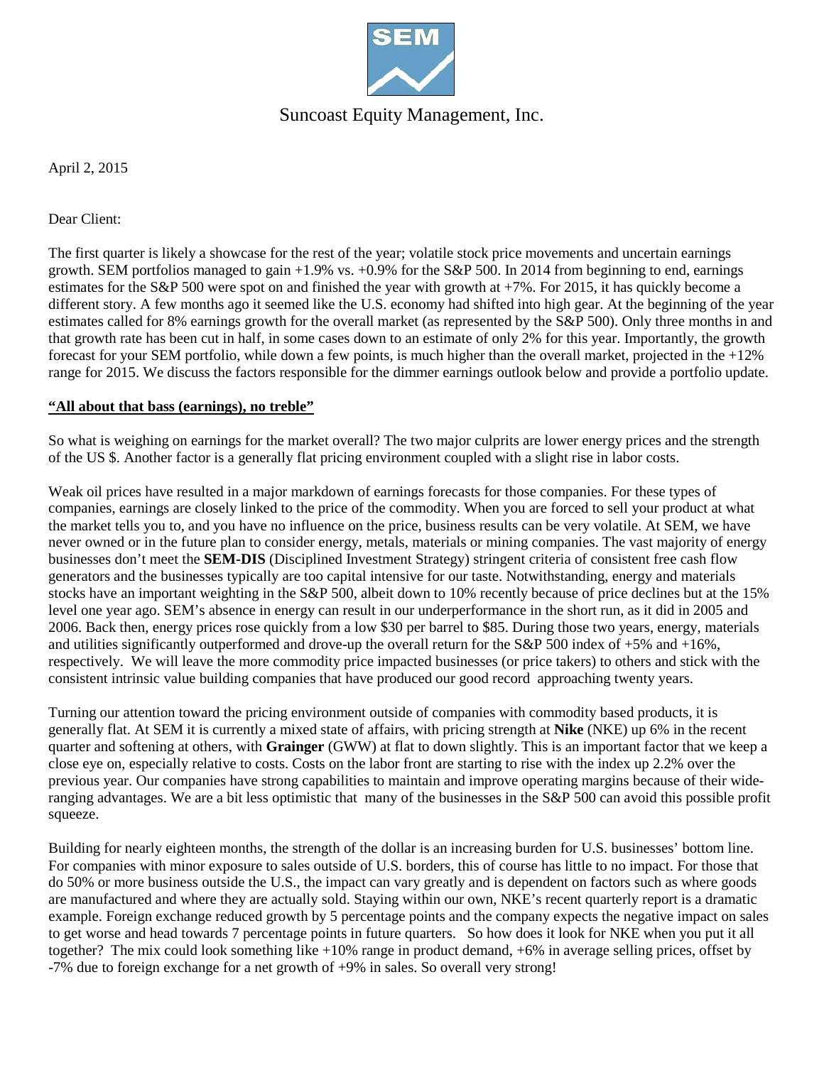# Suncoast Equity Management, Inc.

April 2, 2015

Dear Client:

The first quarter is likely a showcase for the rest of the year; volatile stock price movements and uncertain earnings growth. SEM portfolios managed to gain +1.9% vs. +0.9% for the S&P 500. In 2014 from beginning to end, earnings estimates for the S&P 500 were spot on and finished the year with growth at +7%. For 2015, it has quickly become a different story. A few months ago it seemed like the U.S. economy had shifted into high gear. At the beginning of the year estimates called for 8% earnings growth for the overall market (as represented by the S&P 500). Only three months in and that growth rate has been cut in half, in some cases down to an estimate of only 2% for this year. Importantly, the growth forecast for your SEM portfolio, while down a few points, is much higher than the overall market, projected in the +12% range for 2015. We discuss the factors responsible for the dimmer earnings outlook below and provide a portfolio update.

**"All about that bass (earnings), no treble"**

So what is weighing on earnings for the market overall? The two major culprits are lower energy prices and the strength of the US $. Another factor is a generally flat pricing environment coupled with a slight rise in labor costs.

Weak oil prices have resulted in a major markdown of earnings forecasts for those companies. For these types of companies, earnings are closely linked to the price of the commodity. When you are forced to sell your product at what the market tells you to, and you have no influence on the price, business results can be very volatile. At SEM, we have never owned or in the future plan to consider energy, metals, materials or mining companies. The vast majority of energy businesses don't meet the **SEM-DIS** (Disciplined Investment Strategy) stringent criteria of consistent free cash flow generators and the businesses typically are too capital intensive for our taste. Notwithstanding, energy and materials stocks have an important weighting in the S&P 500, albeit down to 10% recently because of price declines but at the 15% level one year ago. SEM's absence in energy can result in our underperformance in the short run, as it did in 2005 and 2006. Back then, energy prices rose quickly from a low $30 per barrel to $85. During those two years, energy, materials and utilities significantly outperformed and drove-up the overall return for the S&P 500 index of +5% and +16%, respectively. We will leave the more commodity price impacted businesses (or price takers) to others and stick with the consistent intrinsic value building companies that have produced our good record approaching twenty years.

Turning our attention toward the pricing environment outside of companies with commodity based products, it is generally flat. At SEM it is currently a mixed state of affairs, with pricing strength at **Nike** (NKE) up 6% in the recent quarter and softening at others, with **Grainger** (GWW) at flat to down slightly. This is an important factor that we keep a close eye on, especially relative to costs. Costs on the labor front are starting to rise with the index up 2.2% over the previous year. Our companies have strong capabilities to maintain and improve operating margins because of their wide-ranging advantages. We are a bit less optimistic that many of the businesses in the S&P 500 can avoid this possible profit squeeze.

Building for nearly eighteen months, the strength of the dollar is an increasing burden for U.S. businesses' bottom line. For companies with minor exposure to sales outside of U.S. borders, this of course has little to no impact. For those that do 50% or more business outside the U.S., the impact can vary greatly and is dependent on factors such as where goods are manufactured and where they are actually sold. Staying within our own, NKE's recent quarterly report is a dramatic example. Foreign exchange reduced growth by 5 percentage points and the company expects the negative impact on sales to get worse and head towards 7 percentage points in future quarters. So how does it look for NKE when you put it all together? The mix could look something like +10% range in product demand, +6% in average selling prices, offset by -7% due to foreign exchange for a net growth of +9% in sales. So overall very strong!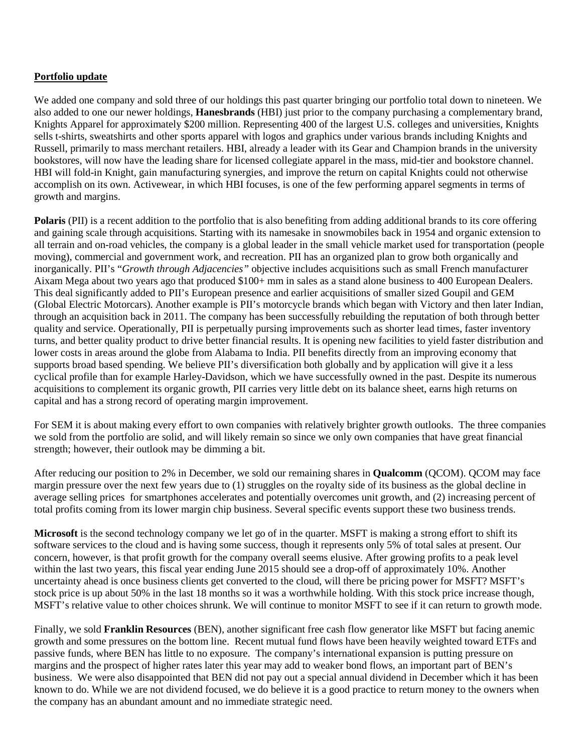**Portfolio update**

We added one company and sold three of our holdings this past quarter bringing our portfolio total down to nineteen. We also added to one our newer holdings, **Hanesbrands** (HBI) just prior to the company purchasing a complementary brand, Knights Apparel for approximately $200 million. Representing 400 of the largest U.S. colleges and universities, Knights sells t-shirts, sweatshirts and other sports apparel with logos and graphics under various brands including Knights and Russell, primarily to mass merchant retailers. HBI, already a leader with its Gear and Champion brands in the university bookstores, will now have the leading share for licensed collegiate apparel in the mass, mid-tier and bookstore channel. HBI will fold-in Knight, gain manufacturing synergies, and improve the return on capital Knights could not otherwise accomplish on its own. Activewear, in which HBI focuses, is one of the few performing apparel segments in terms of growth and margins.

**Polaris** (PII) is a recent addition to the portfolio that is also benefiting from adding additional brands to its core offering and gaining scale through acquisitions. Starting with its namesake in snowmobiles back in 1954 and organic extension to all terrain and on-road vehicles, the company is a global leader in the small vehicle market used for transportation (people moving), commercial and government work, and recreation. PII has an organized plan to grow both organically and inorganically. PII's "*Growth through Adjacencies"* objective includes acquisitions such as small French manufacturer Aixam Mega about two years ago that produced $100+ mm in sales as a stand alone business to 400 European Dealers. This deal significantly added to PII's European presence and earlier acquisitions of smaller sized Goupil and GEM (Global Electric Motorcars). Another example is PII's motorcycle brands which began with Victory and then later Indian, through an acquisition back in 2011. The company has been successfully rebuilding the reputation of both through better quality and service. Operationally, PII is perpetually pursing improvements such as shorter lead times, faster inventory turns, and better quality product to drive better financial results. It is opening new facilities to yield faster distribution and lower costs in areas around the globe from Alabama to India. PII benefits directly from an improving economy that supports broad based spending. We believe PII's diversification both globally and by application will give it a less cyclical profile than for example Harley-Davidson, which we have successfully owned in the past. Despite its numerous acquisitions to complement its organic growth, PII carries very little debt on its balance sheet, earns high returns on capital and has a strong record of operating margin improvement.

For SEM it is about making every effort to own companies with relatively brighter growth outlooks. The three companies we sold from the portfolio are solid, and will likely remain so since we only own companies that have great financial strength; however, their outlook may be dimming a bit.

After reducing our position to 2% in December, we sold our remaining shares in **Qualcomm** (QCOM). QCOM may face margin pressure over the next few years due to (1) struggles on the royalty side of its business as the global decline in average selling prices for smartphones accelerates and potentially overcomes unit growth, and (2) increasing percent of total profits coming from its lower margin chip business. Several specific events support these two business trends.

**Microsoft** is the second technology company we let go of in the quarter. MSFT is making a strong effort to shift its software services to the cloud and is having some success, though it represents only 5% of total sales at present. Our concern, however, is that profit growth for the company overall seems elusive. After growing profits to a peak level within the last two years, this fiscal year ending June 2015 should see a drop-off of approximately 10%. Another uncertainty ahead is once business clients get converted to the cloud, will there be pricing power for MSFT? MSFT's stock price is up about 50% in the last 18 months so it was a worthwhile holding. With this stock price increase though, MSFT's relative value to other choices shrunk. We will continue to monitor MSFT to see if it can return to growth mode.

Finally, we sold **Franklin Resources** (BEN), another significant free cash flow generator like MSFT but facing anemic growth and some pressures on the bottom line. Recent mutual fund flows have been heavily weighted toward ETFs and passive funds, where BEN has little to no exposure. The company's international expansion is putting pressure on margins and the prospect of higher rates later this year may add to weaker bond flows, an important part of BEN's business. We were also disappointed that BEN did not pay out a special annual dividend in December which it has been known to do. While we are not dividend focused, we do believe it is a good practice to return money to the owners when the company has an abundant amount and no immediate strategic need.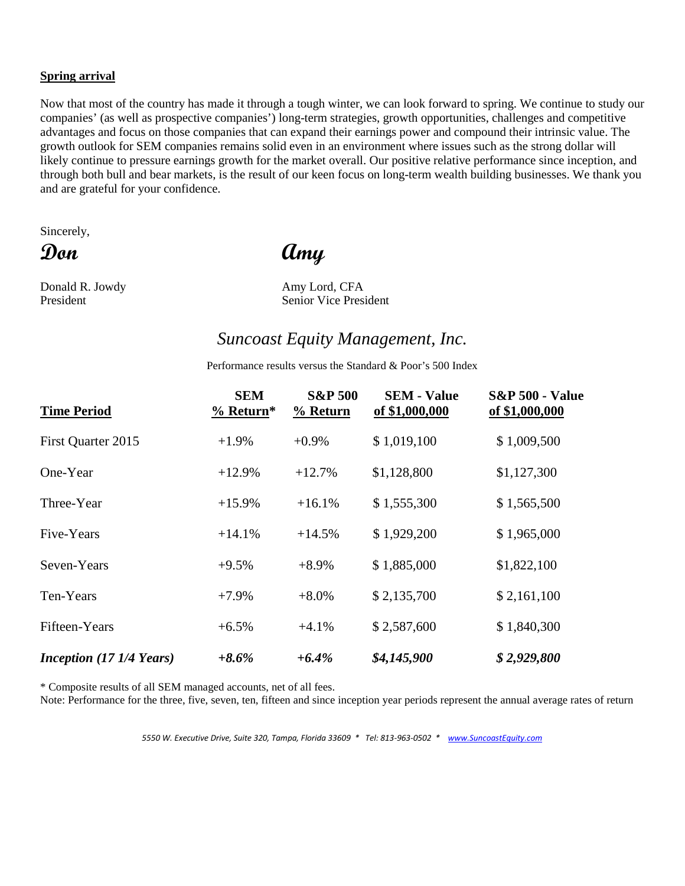**Spring arrival**

Now that most of the country has made it through a tough winter, we can look forward to spring. We continue to study our companies' (as well as prospective companies') long-term strategies, growth opportunities, challenges and competitive advantages and focus on those companies that can expand their earnings power and compound their intrinsic value. The growth outlook for SEM companies remains solid even in an environment where issues such as the strong dollar will likely continue to pressure earnings growth for the market overall. Our positive relative performance since inception, and through both bull and bear markets, is the result of our keen focus on long-term wealth building businesses. We thank you and are grateful for your confidence.

Sincerely,

Don &nbsp;&nbsp;&nbsp;&nbsp;&nbsp;&nbsp;&nbsp;&nbsp; Amy

Donald R. Jowdy
President

Amy Lord, CFA
Senior Vice President

## *Suncoast Equity Management, Inc.*

Performance results versus the Standard & Poor's 500 Index

| Time Period | SEM % Return* | S&P 500 % Return | SEM - Value of $1,000,000 | S&P 500 - Value of $1,000,000 |
|---|---|---|---|---|
| First Quarter 2015 | +1.9% | +0.9% | $ 1,019,100 | $ 1,009,500 |
| One-Year | +12.9% | +12.7% | $1,128,800 | $1,127,300 |
| Three-Year | +15.9% | +16.1% | $ 1,555,300 | $ 1,565,500 |
| Five-Years | +14.1% | +14.5% | $ 1,929,200 | $ 1,965,000 |
| Seven-Years | +9.5% | +8.9% | $ 1,885,000 | $1,822,100 |
| Ten-Years | +7.9% | +8.0% | $ 2,135,700 | $ 2,161,100 |
| Fifteen-Years | +6.5% | +4.1% | $ 2,587,600 | $ 1,840,300 |
| ***Inception (17 1/4 Years)*** | ***+8.6%*** | ***+6.4%*** | ***$4,145,900*** | ***$ 2,929,800*** |

* Composite results of all SEM managed accounts, net of all fees.

Note: Performance for the three, five, seven, ten, fifteen and since inception year periods represent the annual average rates of return

*5550 W. Executive Drive, Suite 320, Tampa, Florida 33609 * Tel: 813-963-0502 * www.SuncoastEquity.com*